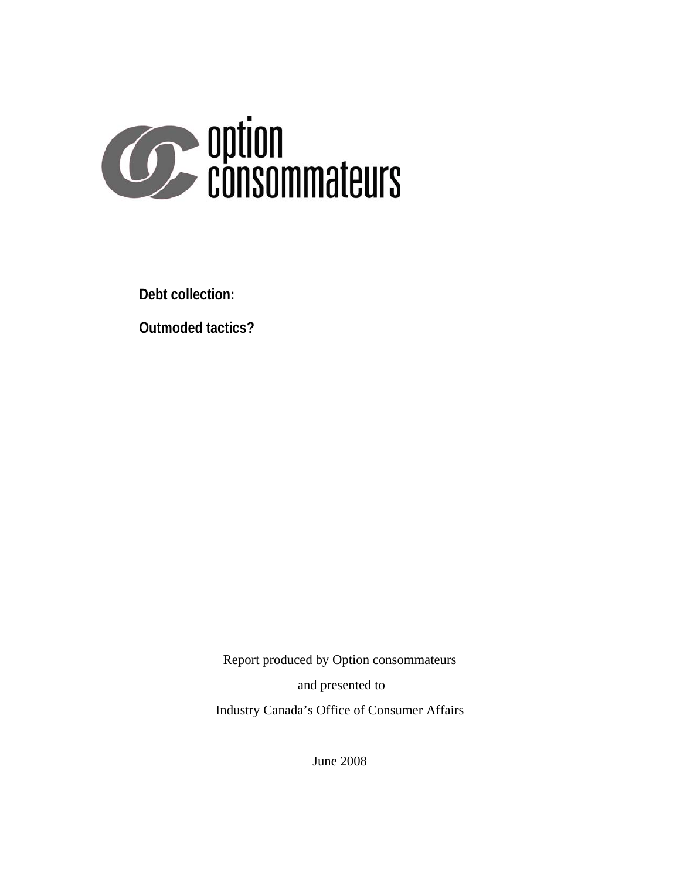option consommateurs

# Debt collection:

# Outmoded tactics?

Report produced by Option consommateurs

and presented to

Industry Canada's Office of Consumer Affairs

June 2008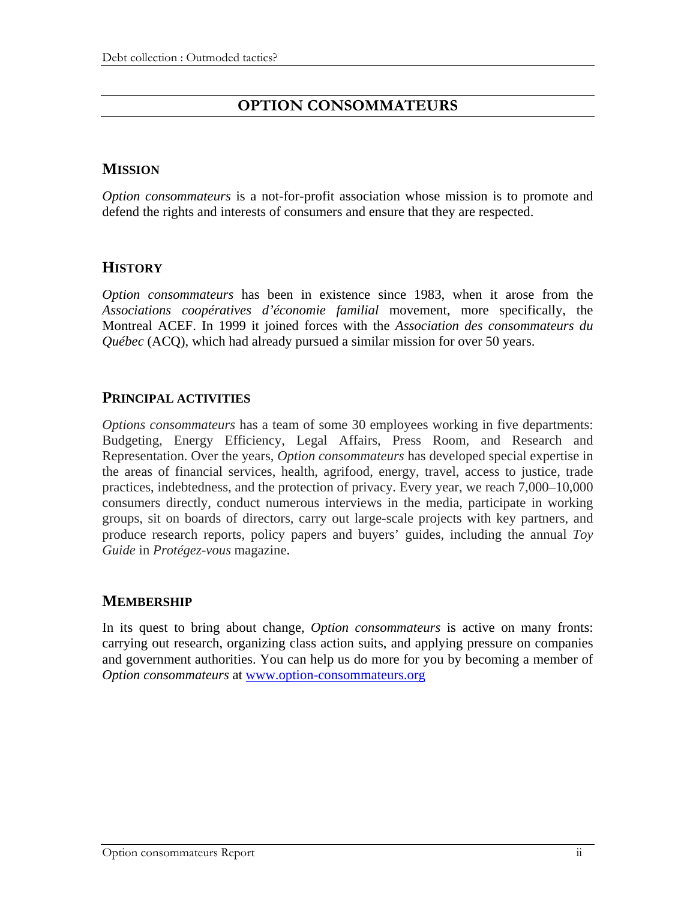# OPTION CONSOMMATEURS

## MISSION

*Option consommateurs* is a not-for-profit association whose mission is to promote and defend the rights and interests of consumers and ensure that they are respected.

## HISTORY

*Option consommateurs* has been in existence since 1983, when it arose from the *Associations coopératives d'économie familial* movement, more specifically, the Montreal ACEF. In 1999 it joined forces with the *Association des consommateurs du Québec* (ACQ), which had already pursued a similar mission for over 50 years.

## PRINCIPAL ACTIVITIES

*Options consommateurs* has a team of some 30 employees working in five departments: Budgeting, Energy Efficiency, Legal Affairs, Press Room, and Research and Representation. Over the years, *Option consommateurs* has developed special expertise in the areas of financial services, health, agrifood, energy, travel, access to justice, trade practices, indebtedness, and the protection of privacy. Every year, we reach 7,000–10,000 consumers directly, conduct numerous interviews in the media, participate in working groups, sit on boards of directors, carry out large-scale projects with key partners, and produce research reports, policy papers and buyers' guides, including the annual *Toy Guide* in *Protégez-vous* magazine.

## MEMBERSHIP

In its quest to bring about change, *Option consommateurs* is active on many fronts: carrying out research, organizing class action suits, and applying pressure on companies and government authorities. You can help us do more for you by becoming a member of *Option consommateurs* at [www.option-consommateurs.org](http://www.option-consommateurs.org)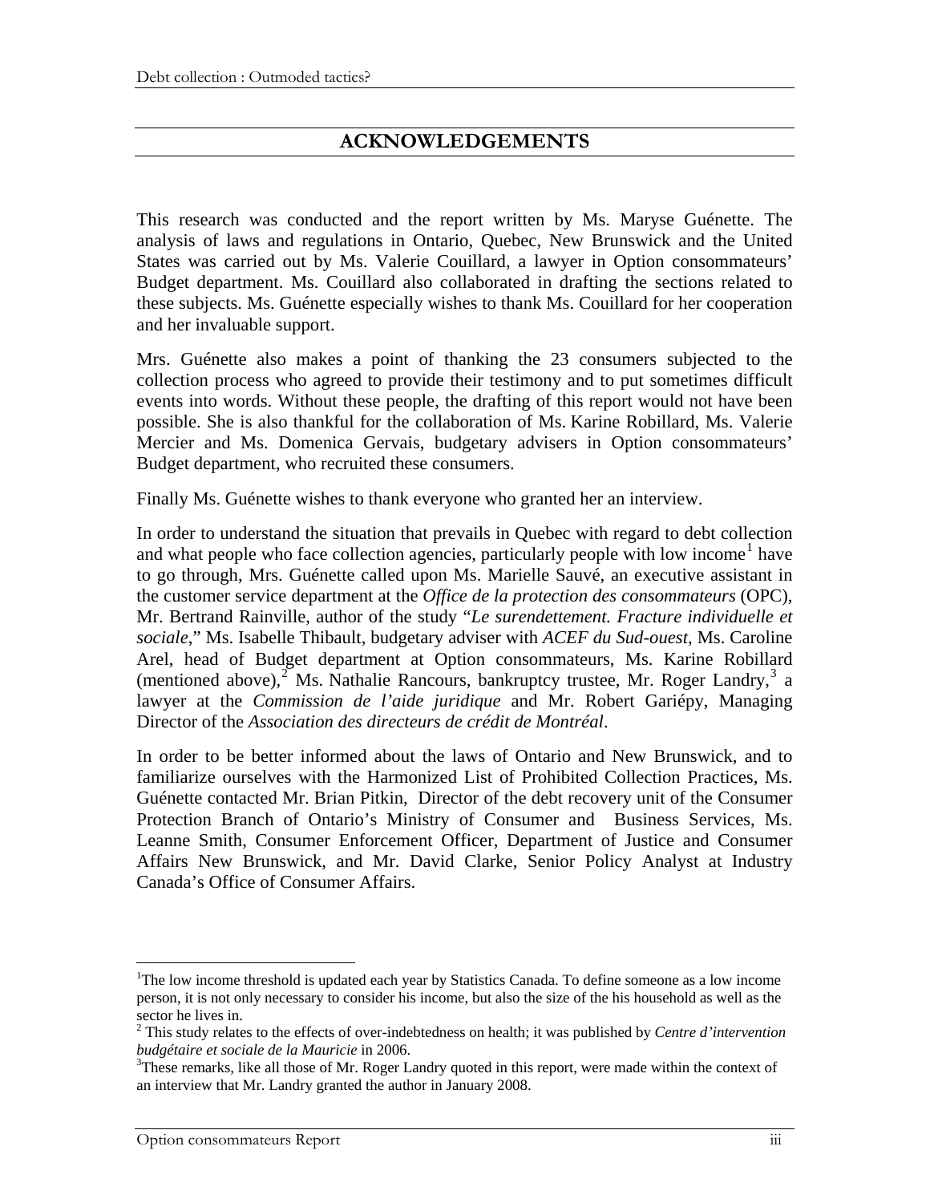## ACKNOWLEDGEMENTS

This research was conducted and the report written by Ms. Maryse Guénette. The analysis of laws and regulations in Ontario, Quebec, New Brunswick and the United States was carried out by Ms. Valerie Couillard, a lawyer in Option consommateurs' Budget department. Ms. Couillard also collaborated in drafting the sections related to these subjects. Ms. Guénette especially wishes to thank Ms. Couillard for her cooperation and her invaluable support.

Mrs. Guénette also makes a point of thanking the 23 consumers subjected to the collection process who agreed to provide their testimony and to put sometimes difficult events into words. Without these people, the drafting of this report would not have been possible. She is also thankful for the collaboration of Ms. Karine Robillard, Ms. Valerie Mercier and Ms. Domenica Gervais, budgetary advisers in Option consommateurs' Budget department, who recruited these consumers.

Finally Ms. Guénette wishes to thank everyone who granted her an interview.

In order to understand the situation that prevails in Quebec with regard to debt collection and what people who face collection agencies, particularly people with low income[1] have to go through, Mrs. Guénette called upon Ms. Marielle Sauvé, an executive assistant in the customer service department at the *Office de la protection des consommateurs* (OPC), Mr. Bertrand Rainville, author of the study "*Le surendettement. Fracture individuelle et sociale*," Ms. Isabelle Thibault, budgetary adviser with *ACEF du Sud-ouest*, Ms. Caroline Arel, head of Budget department at Option consommateurs, Ms. Karine Robillard (mentioned above),[2] Ms. Nathalie Rancours, bankruptcy trustee, Mr. Roger Landry,[3] a lawyer at the *Commission de l'aide juridique* and Mr. Robert Gariépy, Managing Director of the *Association des directeurs de crédit de Montréal*.

In order to be better informed about the laws of Ontario and New Brunswick, and to familiarize ourselves with the Harmonized List of Prohibited Collection Practices, Ms. Guénette contacted Mr. Brian Pitkin, Director of the debt recovery unit of the Consumer Protection Branch of Ontario's Ministry of Consumer and Business Services, Ms. Leanne Smith, Consumer Enforcement Officer, Department of Justice and Consumer Affairs New Brunswick, and Mr. David Clarke, Senior Policy Analyst at Industry Canada's Office of Consumer Affairs.

---

[1] The low income threshold is updated each year by Statistics Canada. To define someone as a low income person, it is not only necessary to consider his income, but also the size of the his household as well as the sector he lives in.

[2] This study relates to the effects of over-indebtedness on health; it was published by *Centre d'intervention budgétaire et sociale de la Mauricie* in 2006.

[3] These remarks, like all those of Mr. Roger Landry quoted in this report, were made within the context of an interview that Mr. Landry granted the author in January 2008.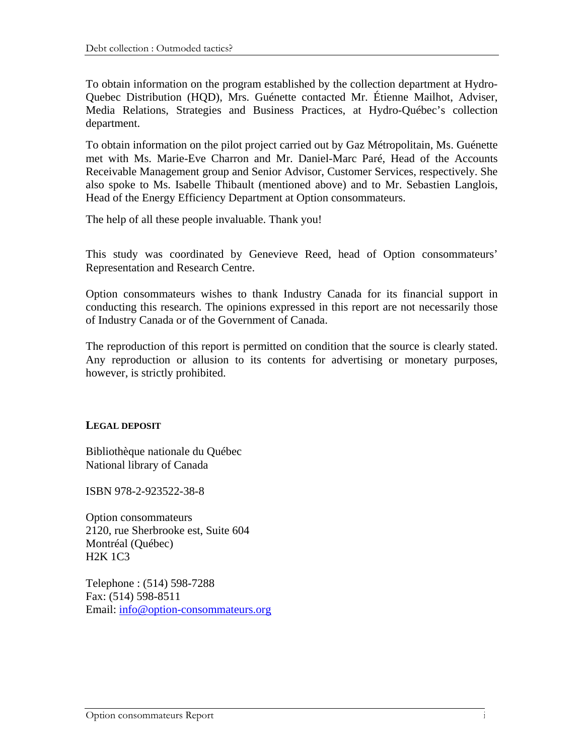To obtain information on the program established by the collection department at Hydro-Quebec Distribution (HQD), Mrs. Guénette contacted Mr. Étienne Mailhot, Adviser, Media Relations, Strategies and Business Practices, at Hydro-Québec's collection department.

To obtain information on the pilot project carried out by Gaz Métropolitain, Ms. Guénette met with Ms. Marie-Eve Charron and Mr. Daniel-Marc Paré, Head of the Accounts Receivable Management group and Senior Advisor, Customer Services, respectively. She also spoke to Ms. Isabelle Thibault (mentioned above) and to Mr. Sebastien Langlois, Head of the Energy Efficiency Department at Option consommateurs.

The help of all these people invaluable. Thank you!

This study was coordinated by Genevieve Reed, head of Option consommateurs' Representation and Research Centre.

Option consommateurs wishes to thank Industry Canada for its financial support in conducting this research. The opinions expressed in this report are not necessarily those of Industry Canada or of the Government of Canada.

The reproduction of this report is permitted on condition that the source is clearly stated. Any reproduction or allusion to its contents for advertising or monetary purposes, however, is strictly prohibited.

**LEGAL DEPOSIT**

Bibliothèque nationale du Québec
National library of Canada

ISBN 978-2-923522-38-8

Option consommateurs
2120, rue Sherbrooke est, Suite 604
Montréal (Québec)
H2K 1C3

Telephone : (514) 598-7288
Fax: (514) 598-8511
Email: info@option-consommateurs.org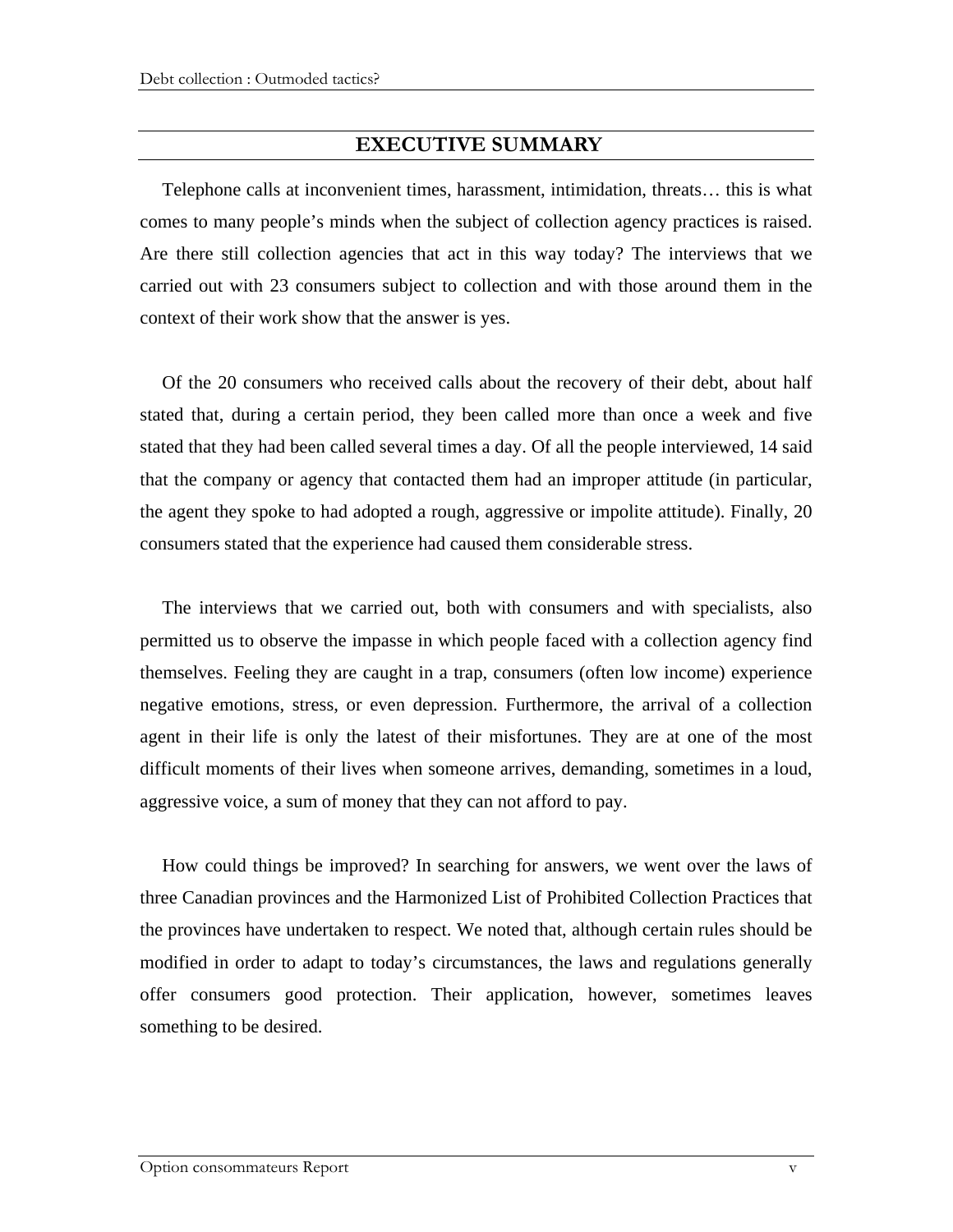## EXECUTIVE SUMMARY

Telephone calls at inconvenient times, harassment, intimidation, threats… this is what comes to many people's minds when the subject of collection agency practices is raised. Are there still collection agencies that act in this way today? The interviews that we carried out with 23 consumers subject to collection and with those around them in the context of their work show that the answer is yes.

Of the 20 consumers who received calls about the recovery of their debt, about half stated that, during a certain period, they been called more than once a week and five stated that they had been called several times a day. Of all the people interviewed, 14 said that the company or agency that contacted them had an improper attitude (in particular, the agent they spoke to had adopted a rough, aggressive or impolite attitude). Finally, 20 consumers stated that the experience had caused them considerable stress.

The interviews that we carried out, both with consumers and with specialists, also permitted us to observe the impasse in which people faced with a collection agency find themselves. Feeling they are caught in a trap, consumers (often low income) experience negative emotions, stress, or even depression. Furthermore, the arrival of a collection agent in their life is only the latest of their misfortunes. They are at one of the most difficult moments of their lives when someone arrives, demanding, sometimes in a loud, aggressive voice, a sum of money that they can not afford to pay.

How could things be improved? In searching for answers, we went over the laws of three Canadian provinces and the Harmonized List of Prohibited Collection Practices that the provinces have undertaken to respect. We noted that, although certain rules should be modified in order to adapt to today's circumstances, the laws and regulations generally offer consumers good protection. Their application, however, sometimes leaves something to be desired.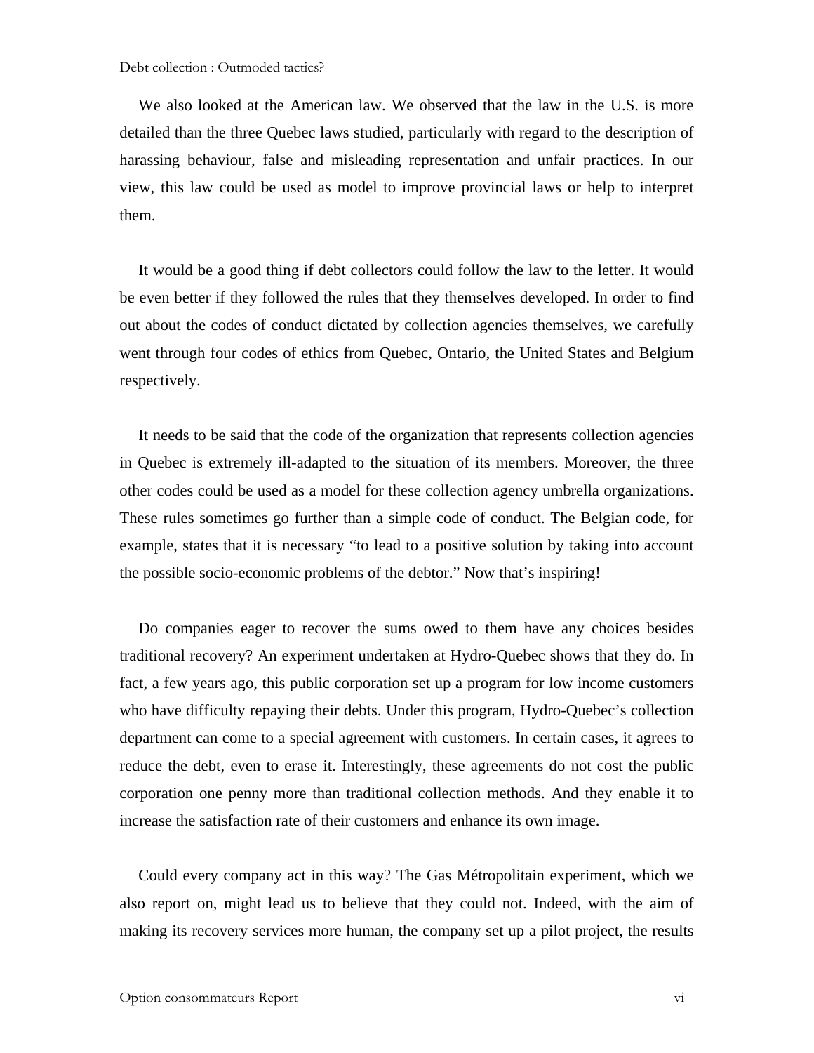We also looked at the American law. We observed that the law in the U.S. is more detailed than the three Quebec laws studied, particularly with regard to the description of harassing behaviour, false and misleading representation and unfair practices. In our view, this law could be used as model to improve provincial laws or help to interpret them.

It would be a good thing if debt collectors could follow the law to the letter. It would be even better if they followed the rules that they themselves developed. In order to find out about the codes of conduct dictated by collection agencies themselves, we carefully went through four codes of ethics from Quebec, Ontario, the United States and Belgium respectively.

It needs to be said that the code of the organization that represents collection agencies in Quebec is extremely ill-adapted to the situation of its members. Moreover, the three other codes could be used as a model for these collection agency umbrella organizations. These rules sometimes go further than a simple code of conduct. The Belgian code, for example, states that it is necessary "to lead to a positive solution by taking into account the possible socio-economic problems of the debtor." Now that's inspiring!

Do companies eager to recover the sums owed to them have any choices besides traditional recovery? An experiment undertaken at Hydro-Quebec shows that they do. In fact, a few years ago, this public corporation set up a program for low income customers who have difficulty repaying their debts. Under this program, Hydro-Quebec's collection department can come to a special agreement with customers. In certain cases, it agrees to reduce the debt, even to erase it. Interestingly, these agreements do not cost the public corporation one penny more than traditional collection methods. And they enable it to increase the satisfaction rate of their customers and enhance its own image.

Could every company act in this way? The Gas Métropolitain experiment, which we also report on, might lead us to believe that they could not. Indeed, with the aim of making its recovery services more human, the company set up a pilot project, the results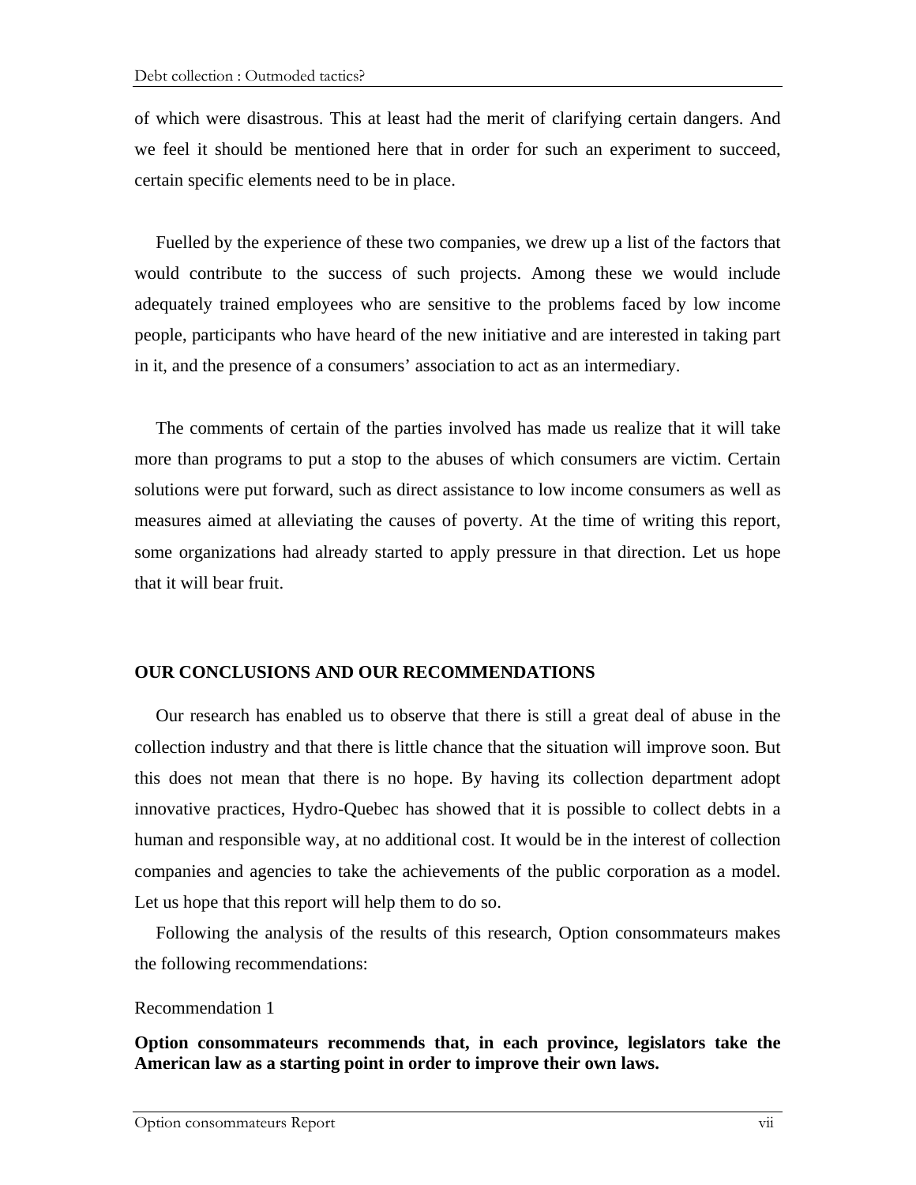of which were disastrous. This at least had the merit of clarifying certain dangers. And we feel it should be mentioned here that in order for such an experiment to succeed, certain specific elements need to be in place.

Fuelled by the experience of these two companies, we drew up a list of the factors that would contribute to the success of such projects. Among these we would include adequately trained employees who are sensitive to the problems faced by low income people, participants who have heard of the new initiative and are interested in taking part in it, and the presence of a consumers' association to act as an intermediary.

The comments of certain of the parties involved has made us realize that it will take more than programs to put a stop to the abuses of which consumers are victim. Certain solutions were put forward, such as direct assistance to low income consumers as well as measures aimed at alleviating the causes of poverty. At the time of writing this report, some organizations had already started to apply pressure in that direction. Let us hope that it will bear fruit.

## OUR CONCLUSIONS AND OUR RECOMMENDATIONS

Our research has enabled us to observe that there is still a great deal of abuse in the collection industry and that there is little chance that the situation will improve soon. But this does not mean that there is no hope. By having its collection department adopt innovative practices, Hydro-Quebec has showed that it is possible to collect debts in a human and responsible way, at no additional cost. It would be in the interest of collection companies and agencies to take the achievements of the public corporation as a model. Let us hope that this report will help them to do so.

Following the analysis of the results of this research, Option consommateurs makes the following recommendations:

Recommendation 1

**Option consommateurs recommends that, in each province, legislators take the American law as a starting point in order to improve their own laws.**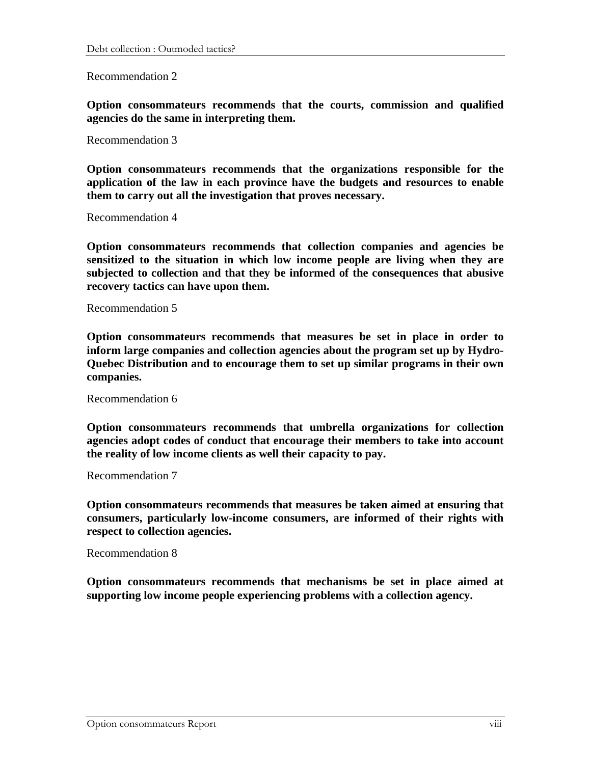Recommendation 2

**Option consommateurs recommends that the courts, commission and qualified agencies do the same in interpreting them.**

Recommendation 3

**Option consommateurs recommends that the organizations responsible for the application of the law in each province have the budgets and resources to enable them to carry out all the investigation that proves necessary.**

Recommendation 4

**Option consommateurs recommends that collection companies and agencies be sensitized to the situation in which low income people are living when they are subjected to collection and that they be informed of the consequences that abusive recovery tactics can have upon them.**

Recommendation 5

**Option consommateurs recommends that measures be set in place in order to inform large companies and collection agencies about the program set up by Hydro-Quebec Distribution and to encourage them to set up similar programs in their own companies.**

Recommendation 6

**Option consommateurs recommends that umbrella organizations for collection agencies adopt codes of conduct that encourage their members to take into account the reality of low income clients as well their capacity to pay.**

Recommendation 7

**Option consommateurs recommends that measures be taken aimed at ensuring that consumers, particularly low-income consumers, are informed of their rights with respect to collection agencies.**

Recommendation 8

**Option consommateurs recommends that mechanisms be set in place aimed at supporting low income people experiencing problems with a collection agency.**